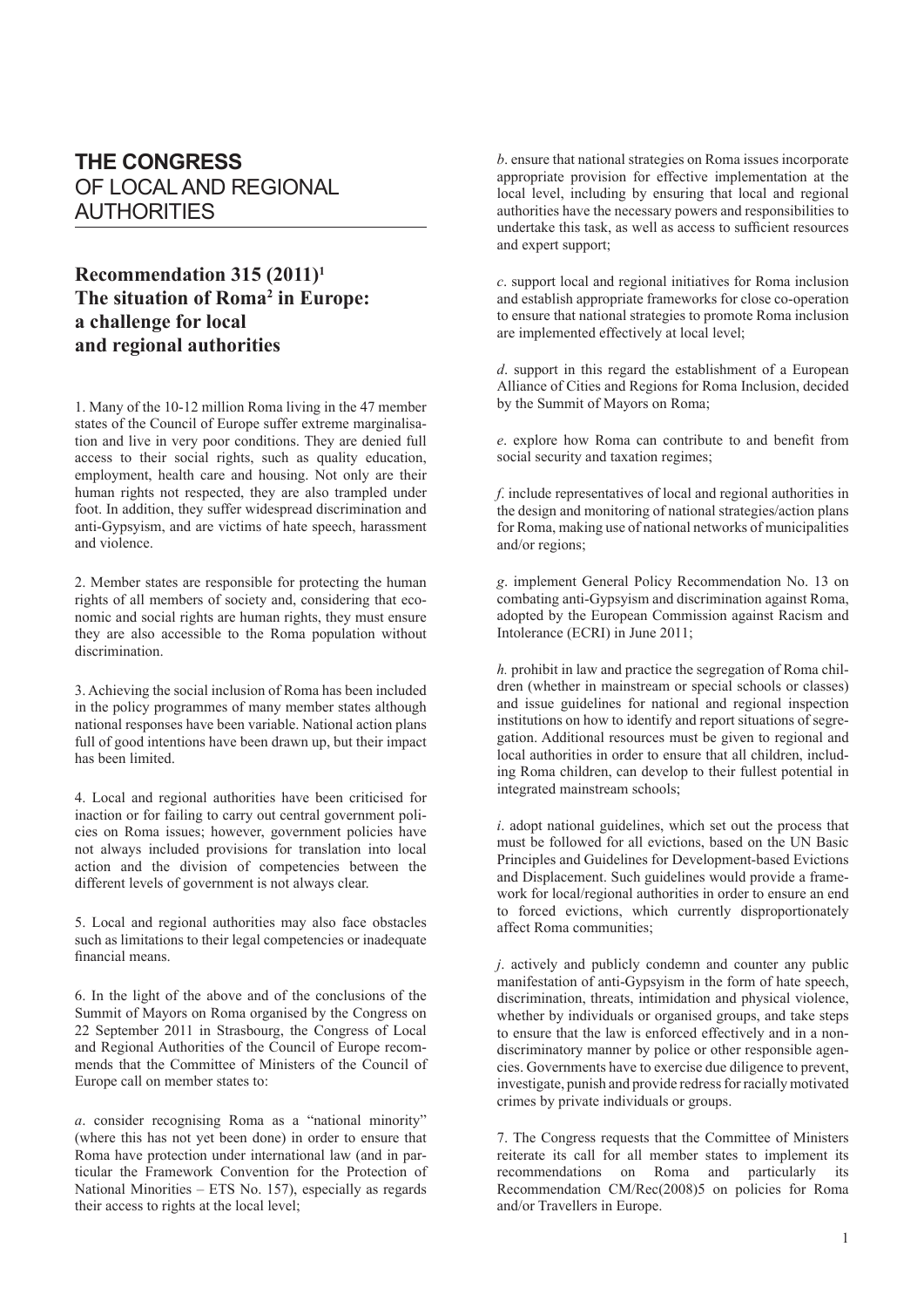# THE CONGRESS OF LOCAL AND REGIONAL AUTHORITIES

## Recommendation 315 (2011)[1] The situation of Roma[2] in Europe: a challenge for local and regional authorities

1. Many of the 10-12 million Roma living in the 47 member states of the Council of Europe suffer extreme marginalisation and live in very poor conditions. They are denied full access to their social rights, such as quality education, employment, health care and housing. Not only are their human rights not respected, they are also trampled under foot. In addition, they suffer widespread discrimination and anti-Gypsyism, and are victims of hate speech, harassment and violence.

2. Member states are responsible for protecting the human rights of all members of society and, considering that economic and social rights are human rights, they must ensure they are also accessible to the Roma population without discrimination.

3. Achieving the social inclusion of Roma has been included in the policy programmes of many member states although national responses have been variable. National action plans full of good intentions have been drawn up, but their impact has been limited.

4. Local and regional authorities have been criticised for inaction or for failing to carry out central government policies on Roma issues; however, government policies have not always included provisions for translation into local action and the division of competencies between the different levels of government is not always clear.

5. Local and regional authorities may also face obstacles such as limitations to their legal competencies or inadequate financial means.

6. In the light of the above and of the conclusions of the Summit of Mayors on Roma organised by the Congress on 22 September 2011 in Strasbourg, the Congress of Local and Regional Authorities of the Council of Europe recommends that the Committee of Ministers of the Council of Europe call on member states to:

*a*. consider recognising Roma as a "national minority" (where this has not yet been done) in order to ensure that Roma have protection under international law (and in particular the Framework Convention for the Protection of National Minorities – ETS No. 157), especially as regards their access to rights at the local level;

*b*. ensure that national strategies on Roma issues incorporate appropriate provision for effective implementation at the local level, including by ensuring that local and regional authorities have the necessary powers and responsibilities to undertake this task, as well as access to sufficient resources and expert support;

*c*. support local and regional initiatives for Roma inclusion and establish appropriate frameworks for close co-operation to ensure that national strategies to promote Roma inclusion are implemented effectively at local level;

*d*. support in this regard the establishment of a European Alliance of Cities and Regions for Roma Inclusion, decided by the Summit of Mayors on Roma;

*e*. explore how Roma can contribute to and benefit from social security and taxation regimes;

*f*. include representatives of local and regional authorities in the design and monitoring of national strategies/action plans for Roma, making use of national networks of municipalities and/or regions;

*g*. implement General Policy Recommendation No. 13 on combating anti-Gypsyism and discrimination against Roma, adopted by the European Commission against Racism and Intolerance (ECRI) in June 2011;

*h.* prohibit in law and practice the segregation of Roma children (whether in mainstream or special schools or classes) and issue guidelines for national and regional inspection institutions on how to identify and report situations of segregation. Additional resources must be given to regional and local authorities in order to ensure that all children, including Roma children, can develop to their fullest potential in integrated mainstream schools;

*i*. adopt national guidelines, which set out the process that must be followed for all evictions, based on the UN Basic Principles and Guidelines for Development-based Evictions and Displacement. Such guidelines would provide a framework for local/regional authorities in order to ensure an end to forced evictions, which currently disproportionately affect Roma communities;

*j*. actively and publicly condemn and counter any public manifestation of anti-Gypsyism in the form of hate speech, discrimination, threats, intimidation and physical violence, whether by individuals or organised groups, and take steps to ensure that the law is enforced effectively and in a non-discriminatory manner by police or other responsible agencies. Governments have to exercise due diligence to prevent, investigate, punish and provide redress for racially motivated crimes by private individuals or groups.

7. The Congress requests that the Committee of Ministers reiterate its call for all member states to implement its recommendations on Roma and particularly its Recommendation CM/Rec(2008)5 on policies for Roma and/or Travellers in Europe.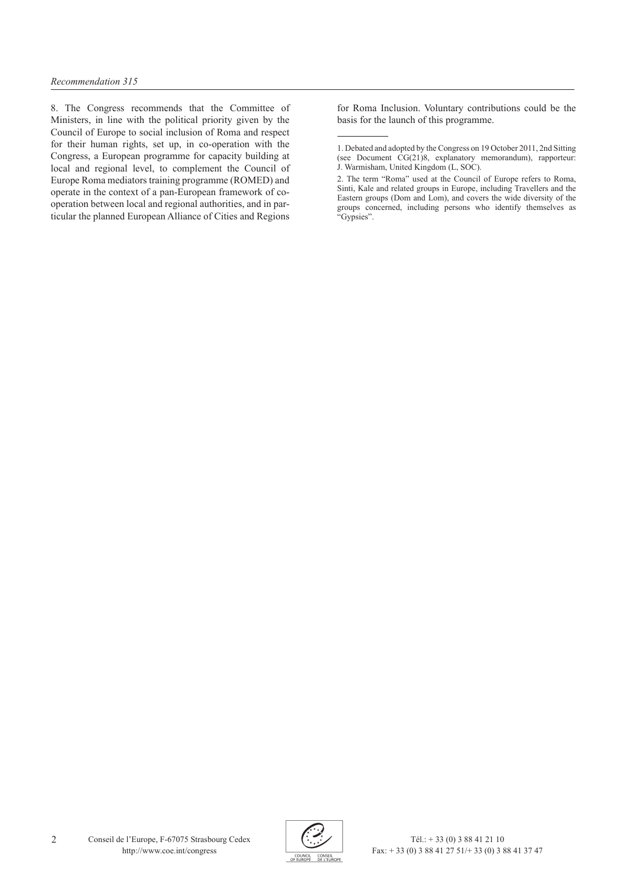8. The Congress recommends that the Committee of Ministers, in line with the political priority given by the Council of Europe to social inclusion of Roma and respect for their human rights, set up, in co-operation with the Congress, a European programme for capacity building at local and regional level, to complement the Council of Europe Roma mediators training programme (ROMED) and operate in the context of a pan-European framework of co-operation between local and regional authorities, and in particular the planned European Alliance of Cities and Regions for Roma Inclusion. Voluntary contributions could be the basis for the launch of this programme.

---

1. Debated and adopted by the Congress on 19 October 2011, 2nd Sitting (see Document CG(21)8, explanatory memorandum), rapporteur: J. Warmisham, United Kingdom (L, SOC).

2. The term "Roma" used at the Council of Europe refers to Roma, Sinti, Kale and related groups in Europe, including Travellers and the Eastern groups (Dom and Lom), and covers the wide diversity of the groups concerned, including persons who identify themselves as "Gypsies".